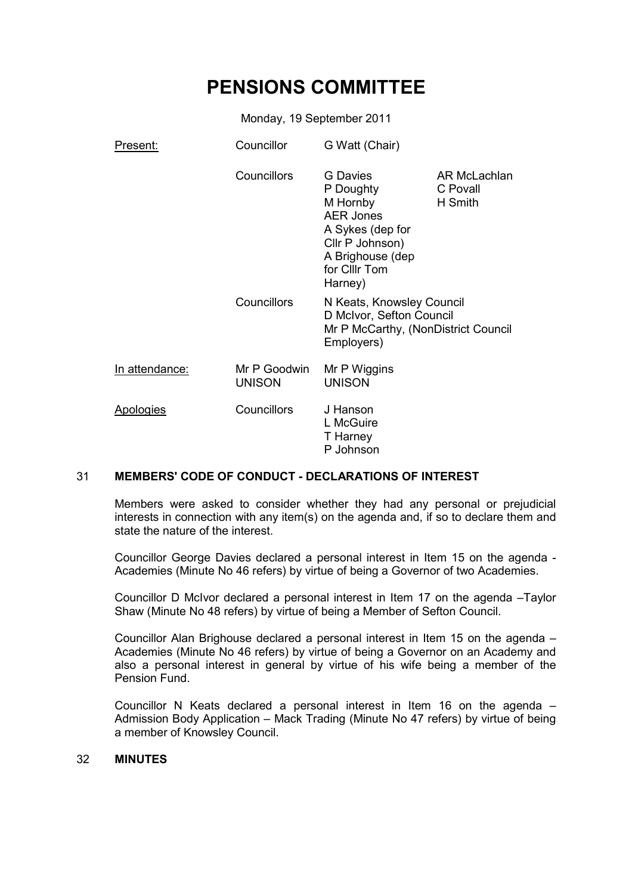# PENSIONS COMMITTEE

Monday, 19 September 2011

| | | | |
|---|---|---|---|
| Present: | Councillor | G Watt (Chair) | |
| | Councillors | G Davies<br>P Doughty<br>M Hornby<br>AER Jones<br>A Sykes (dep for Cllr P Johnson)<br>A Brighouse (dep for Clllr Tom Harney) | AR McLachlan<br>C Povall<br>H Smith |
| | Councillors | N Keats, Knowsley Council<br>D McIvor, Sefton Council<br>Mr P McCarthy, (NonDistrict Council Employers) | |
| In attendance: | Mr P Goodwin<br>UNISON | Mr P Wiggins<br>UNISON | |
| Apologies | Councillors | J Hanson<br>L McGuire<br>T Harney<br>P Johnson | |

## 31 MEMBERS' CODE OF CONDUCT - DECLARATIONS OF INTEREST

Members were asked to consider whether they had any personal or prejudicial interests in connection with any item(s) on the agenda and, if so to declare them and state the nature of the interest.

Councillor George Davies declared a personal interest in Item 15 on the agenda - Academies (Minute No 46 refers) by virtue of being a Governor of two Academies.

Councillor D McIvor declared a personal interest in Item 17 on the agenda –Taylor Shaw (Minute No 48 refers) by virtue of being a Member of Sefton Council.

Councillor Alan Brighouse declared a personal interest in Item 15 on the agenda – Academies (Minute No 46 refers) by virtue of being a Governor on an Academy and also a personal interest in general by virtue of his wife being a member of the Pension Fund.

Councillor N Keats declared a personal interest in Item 16 on the agenda – Admission Body Application – Mack Trading (Minute No 47 refers) by virtue of being a member of Knowsley Council.

## 32 MINUTES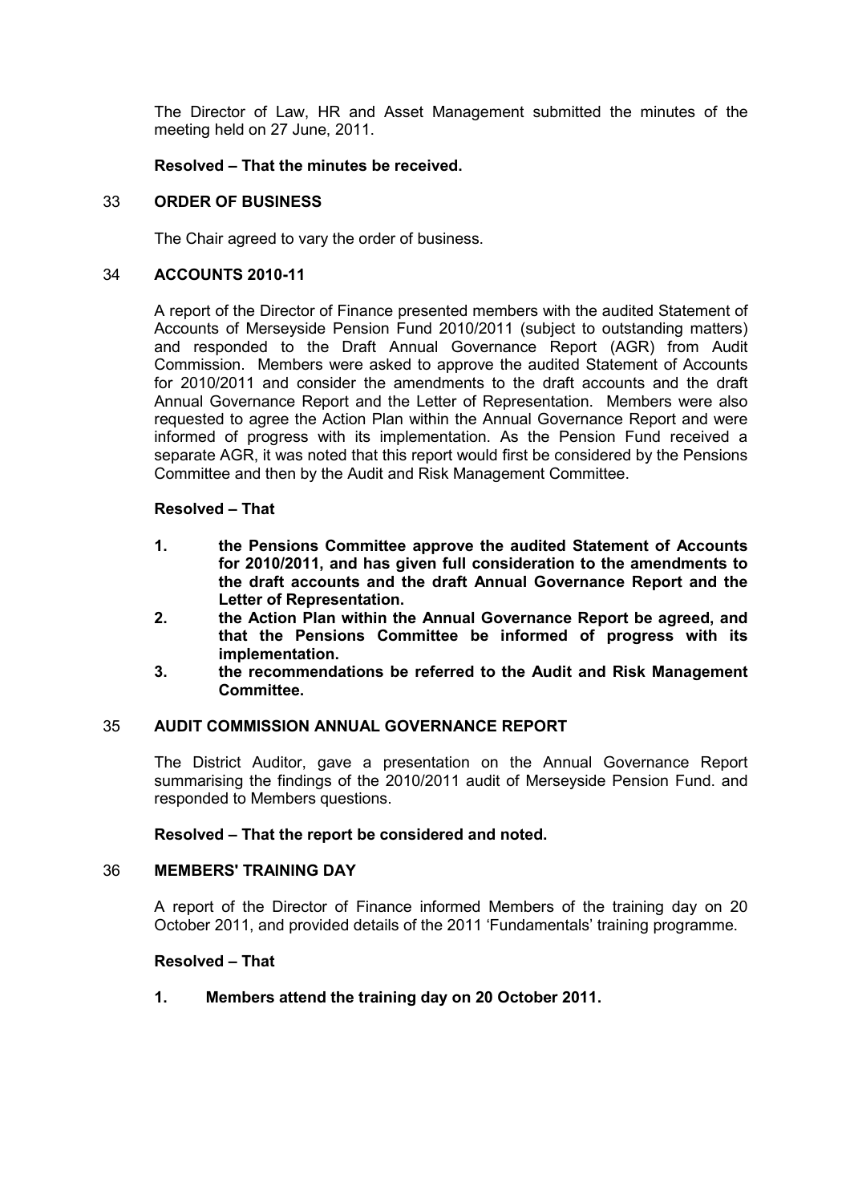The Director of Law, HR and Asset Management submitted the minutes of the meeting held on 27 June, 2011.

**Resolved – That the minutes be received.**

## 33 ORDER OF BUSINESS

The Chair agreed to vary the order of business.

## 34 ACCOUNTS 2010-11

A report of the Director of Finance presented members with the audited Statement of Accounts of Merseyside Pension Fund 2010/2011 (subject to outstanding matters) and responded to the Draft Annual Governance Report (AGR) from Audit Commission. Members were asked to approve the audited Statement of Accounts for 2010/2011 and consider the amendments to the draft accounts and the draft Annual Governance Report and the Letter of Representation. Members were also requested to agree the Action Plan within the Annual Governance Report and were informed of progress with its implementation. As the Pension Fund received a separate AGR, it was noted that this report would first be considered by the Pensions Committee and then by the Audit and Risk Management Committee.

**Resolved – That**

1. **the Pensions Committee approve the audited Statement of Accounts for 2010/2011, and has given full consideration to the amendments to the draft accounts and the draft Annual Governance Report and the Letter of Representation.**
2. **the Action Plan within the Annual Governance Report be agreed, and that the Pensions Committee be informed of progress with its implementation.**
3. **the recommendations be referred to the Audit and Risk Management Committee.**

## 35 AUDIT COMMISSION ANNUAL GOVERNANCE REPORT

The District Auditor, gave a presentation on the Annual Governance Report summarising the findings of the 2010/2011 audit of Merseyside Pension Fund. and responded to Members questions.

**Resolved – That the report be considered and noted.**

## 36 MEMBERS' TRAINING DAY

A report of the Director of Finance informed Members of the training day on 20 October 2011, and provided details of the 2011 'Fundamentals' training programme.

**Resolved – That**

1. **Members attend the training day on 20 October 2011.**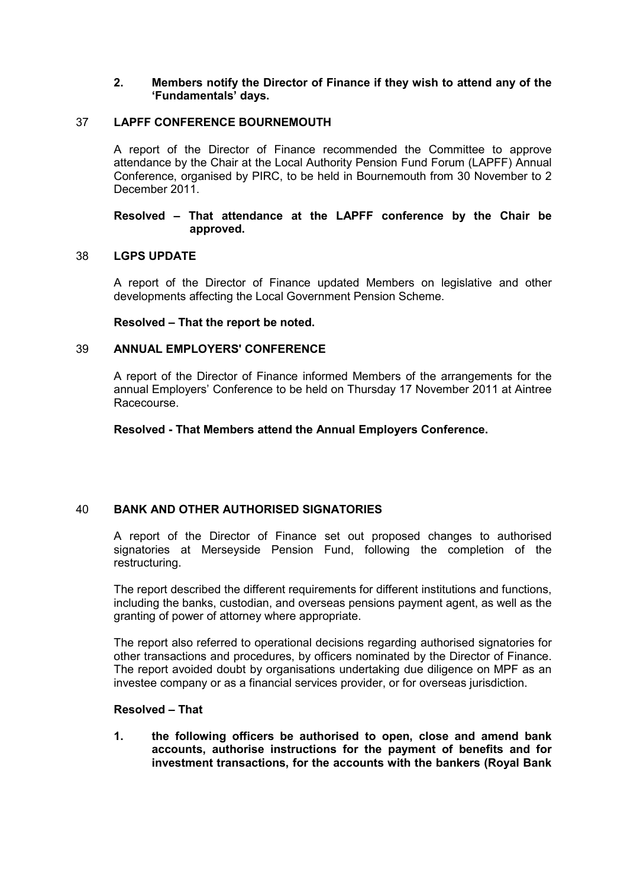**2. Members notify the Director of Finance if they wish to attend any of the 'Fundamentals' days.**

## 37 LAPFF CONFERENCE BOURNEMOUTH

A report of the Director of Finance recommended the Committee to approve attendance by the Chair at the Local Authority Pension Fund Forum (LAPFF) Annual Conference, organised by PIRC, to be held in Bournemouth from 30 November to 2 December 2011.

**Resolved – That attendance at the LAPFF conference by the Chair be approved.**

## 38 LGPS UPDATE

A report of the Director of Finance updated Members on legislative and other developments affecting the Local Government Pension Scheme.

**Resolved – That the report be noted.**

## 39 ANNUAL EMPLOYERS' CONFERENCE

A report of the Director of Finance informed Members of the arrangements for the annual Employers' Conference to be held on Thursday 17 November 2011 at Aintree Racecourse.

**Resolved - That Members attend the Annual Employers Conference.**

## 40 BANK AND OTHER AUTHORISED SIGNATORIES

A report of the Director of Finance set out proposed changes to authorised signatories at Merseyside Pension Fund, following the completion of the restructuring.

The report described the different requirements for different institutions and functions, including the banks, custodian, and overseas pensions payment agent, as well as the granting of power of attorney where appropriate.

The report also referred to operational decisions regarding authorised signatories for other transactions and procedures, by officers nominated by the Director of Finance. The report avoided doubt by organisations undertaking due diligence on MPF as an investee company or as a financial services provider, or for overseas jurisdiction.

**Resolved – That**

**1. the following officers be authorised to open, close and amend bank accounts, authorise instructions for the payment of benefits and for investment transactions, for the accounts with the bankers (Royal Bank**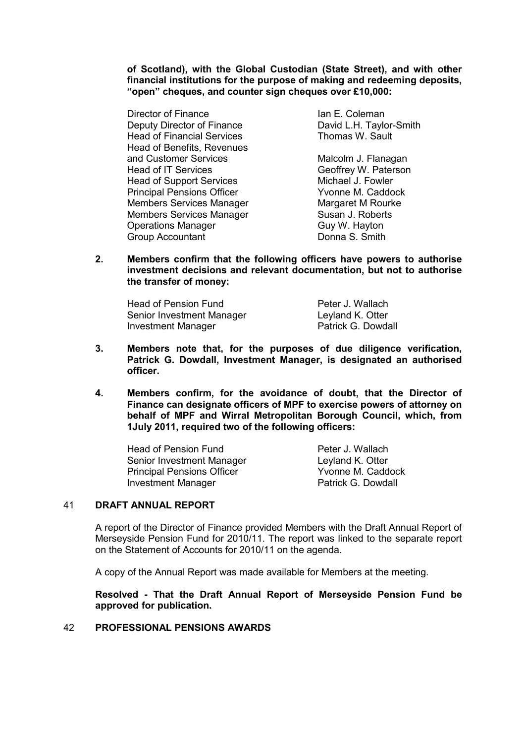**of Scotland), with the Global Custodian (State Street), and with other financial institutions for the purpose of making and redeeming deposits, "open" cheques, and counter sign cheques over £10,000:**

| | |
|---|---|
| Director of Finance | Ian E. Coleman |
| Deputy Director of Finance | David L.H. Taylor-Smith |
| Head of Financial Services | Thomas W. Sault |
| Head of Benefits, Revenues and Customer Services | Malcolm J. Flanagan |
| Head of IT Services | Geoffrey W. Paterson |
| Head of Support Services | Michael J. Fowler |
| Principal Pensions Officer | Yvonne M. Caddock |
| Members Services Manager | Margaret M Rourke |
| Members Services Manager | Susan J. Roberts |
| Operations Manager | Guy W. Hayton |
| Group Accountant | Donna S. Smith |

**2. Members confirm that the following officers have powers to authorise investment decisions and relevant documentation, but not to authorise the transfer of money:**

| | |
|---|---|
| Head of Pension Fund | Peter J. Wallach |
| Senior Investment Manager | Leyland K. Otter |
| Investment Manager | Patrick G. Dowdall |

**3. Members note that, for the purposes of due diligence verification, Patrick G. Dowdall, Investment Manager, is designated an authorised officer.**

**4. Members confirm, for the avoidance of doubt, that the Director of Finance can designate officers of MPF to exercise powers of attorney on behalf of MPF and Wirral Metropolitan Borough Council, which, from 1July 2011, required two of the following officers:**

| | |
|---|---|
| Head of Pension Fund | Peter J. Wallach |
| Senior Investment Manager | Leyland K. Otter |
| Principal Pensions Officer | Yvonne M. Caddock |
| Investment Manager | Patrick G. Dowdall |

## 41 DRAFT ANNUAL REPORT

A report of the Director of Finance provided Members with the Draft Annual Report of Merseyside Pension Fund for 2010/11. The report was linked to the separate report on the Statement of Accounts for 2010/11 on the agenda.

A copy of the Annual Report was made available for Members at the meeting.

**Resolved - That the Draft Annual Report of Merseyside Pension Fund be approved for publication.**

## 42 PROFESSIONAL PENSIONS AWARDS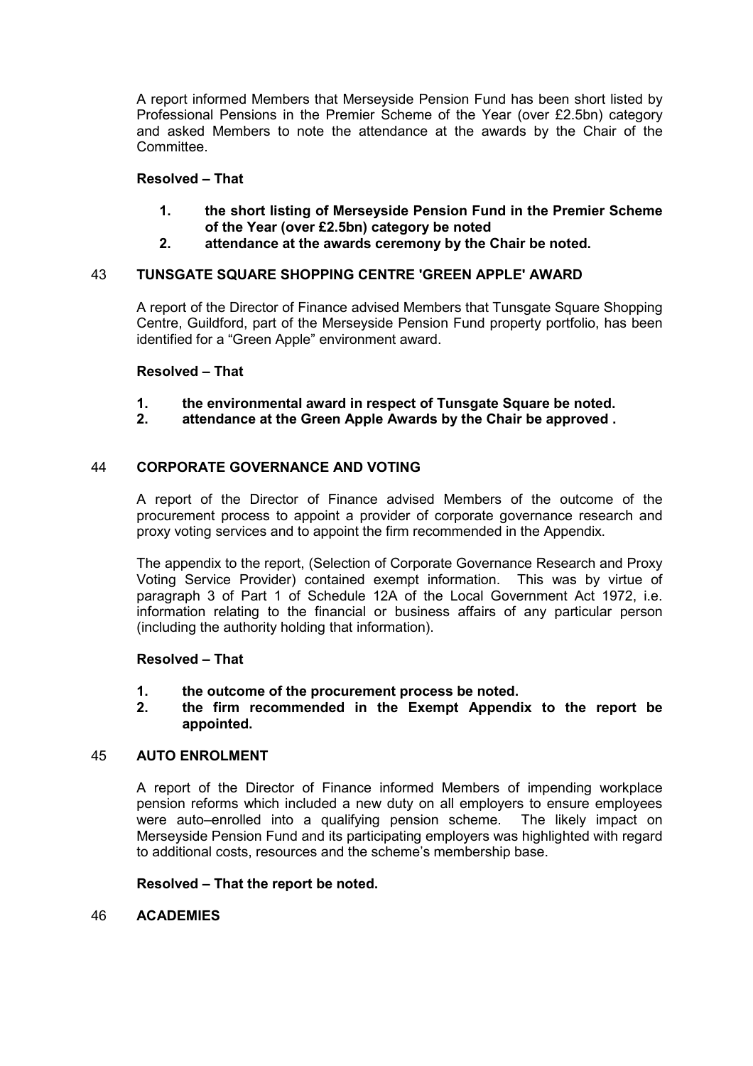A report informed Members that Merseyside Pension Fund has been short listed by Professional Pensions in the Premier Scheme of the Year (over £2.5bn) category and asked Members to note the attendance at the awards by the Chair of the Committee.

**Resolved – That**

1. **the short listing of Merseyside Pension Fund in the Premier Scheme of the Year (over £2.5bn) category be noted**
2. **attendance at the awards ceremony by the Chair be noted.**

## 43 TUNSGATE SQUARE SHOPPING CENTRE 'GREEN APPLE' AWARD

A report of the Director of Finance advised Members that Tunsgate Square Shopping Centre, Guildford, part of the Merseyside Pension Fund property portfolio, has been identified for a "Green Apple" environment award.

**Resolved – That**

1. **the environmental award in respect of Tunsgate Square be noted.**
2. **attendance at the Green Apple Awards by the Chair be approved .**

## 44 CORPORATE GOVERNANCE AND VOTING

A report of the Director of Finance advised Members of the outcome of the procurement process to appoint a provider of corporate governance research and proxy voting services and to appoint the firm recommended in the Appendix.

The appendix to the report, (Selection of Corporate Governance Research and Proxy Voting Service Provider) contained exempt information. This was by virtue of paragraph 3 of Part 1 of Schedule 12A of the Local Government Act 1972, i.e. information relating to the financial or business affairs of any particular person (including the authority holding that information).

**Resolved – That**

1. **the outcome of the procurement process be noted.**
2. **the firm recommended in the Exempt Appendix to the report be appointed.**

## 45 AUTO ENROLMENT

A report of the Director of Finance informed Members of impending workplace pension reforms which included a new duty on all employers to ensure employees were auto–enrolled into a qualifying pension scheme. The likely impact on Merseyside Pension Fund and its participating employers was highlighted with regard to additional costs, resources and the scheme's membership base.

**Resolved – That the report be noted.**

## 46 ACADEMIES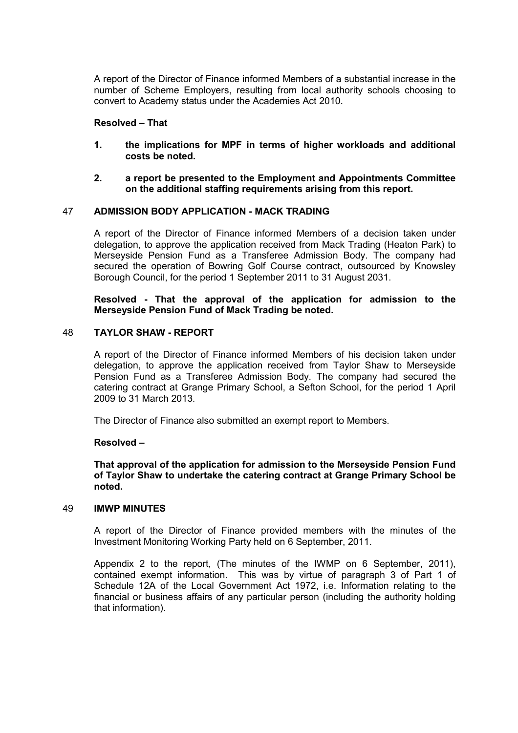A report of the Director of Finance informed Members of a substantial increase in the number of Scheme Employers, resulting from local authority schools choosing to convert to Academy status under the Academies Act 2010.

**Resolved – That**

1. **the implications for MPF in terms of higher workloads and additional costs be noted.**

2. **a report be presented to the Employment and Appointments Committee on the additional staffing requirements arising from this report.**

## 47 ADMISSION BODY APPLICATION - MACK TRADING

A report of the Director of Finance informed Members of a decision taken under delegation, to approve the application received from Mack Trading (Heaton Park) to Merseyside Pension Fund as a Transferee Admission Body. The company had secured the operation of Bowring Golf Course contract, outsourced by Knowsley Borough Council, for the period 1 September 2011 to 31 August 2031.

**Resolved - That the approval of the application for admission to the Merseyside Pension Fund of Mack Trading be noted.**

## 48 TAYLOR SHAW - REPORT

A report of the Director of Finance informed Members of his decision taken under delegation, to approve the application received from Taylor Shaw to Merseyside Pension Fund as a Transferee Admission Body. The company had secured the catering contract at Grange Primary School, a Sefton School, for the period 1 April 2009 to 31 March 2013.

The Director of Finance also submitted an exempt report to Members.

**Resolved –**

**That approval of the application for admission to the Merseyside Pension Fund of Taylor Shaw to undertake the catering contract at Grange Primary School be noted.**

## 49 IMWP MINUTES

A report of the Director of Finance provided members with the minutes of the Investment Monitoring Working Party held on 6 September, 2011.

Appendix 2 to the report, (The minutes of the IWMP on 6 September, 2011), contained exempt information. This was by virtue of paragraph 3 of Part 1 of Schedule 12A of the Local Government Act 1972, i.e. Information relating to the financial or business affairs of any particular person (including the authority holding that information).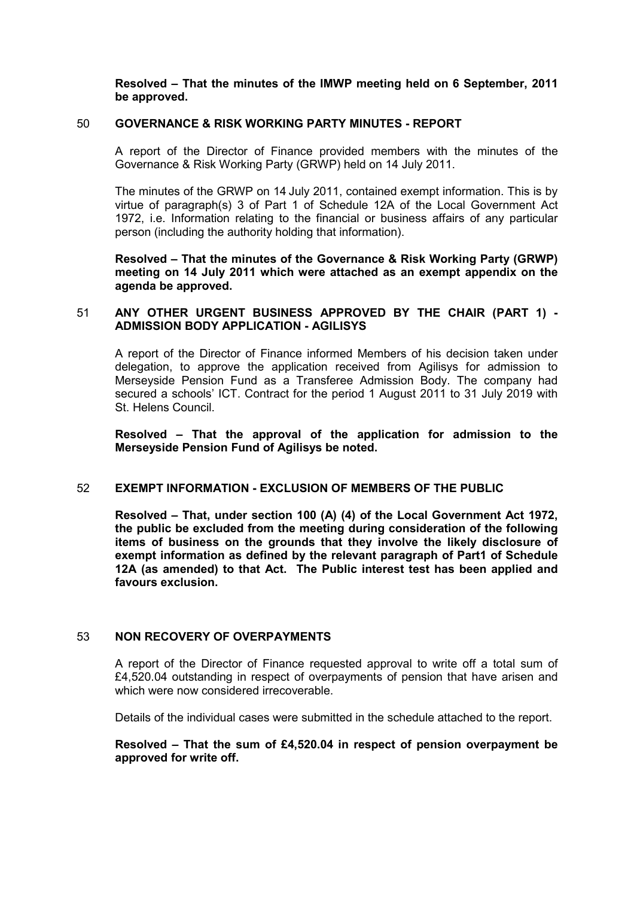**Resolved – That the minutes of the IMWP meeting held on 6 September, 2011 be approved.**

## 50 GOVERNANCE & RISK WORKING PARTY MINUTES - REPORT

A report of the Director of Finance provided members with the minutes of the Governance & Risk Working Party (GRWP) held on 14 July 2011.

The minutes of the GRWP on 14 July 2011, contained exempt information. This is by virtue of paragraph(s) 3 of Part 1 of Schedule 12A of the Local Government Act 1972, i.e. Information relating to the financial or business affairs of any particular person (including the authority holding that information).

**Resolved – That the minutes of the Governance & Risk Working Party (GRWP) meeting on 14 July 2011 which were attached as an exempt appendix on the agenda be approved.**

## 51 ANY OTHER URGENT BUSINESS APPROVED BY THE CHAIR (PART 1) - ADMISSION BODY APPLICATION - AGILISYS

A report of the Director of Finance informed Members of his decision taken under delegation, to approve the application received from Agilisys for admission to Merseyside Pension Fund as a Transferee Admission Body. The company had secured a schools' ICT. Contract for the period 1 August 2011 to 31 July 2019 with St. Helens Council.

**Resolved – That the approval of the application for admission to the Merseyside Pension Fund of Agilisys be noted.**

## 52 EXEMPT INFORMATION - EXCLUSION OF MEMBERS OF THE PUBLIC

**Resolved – That, under section 100 (A) (4) of the Local Government Act 1972, the public be excluded from the meeting during consideration of the following items of business on the grounds that they involve the likely disclosure of exempt information as defined by the relevant paragraph of Part1 of Schedule 12A (as amended) to that Act. The Public interest test has been applied and favours exclusion.**

## 53 NON RECOVERY OF OVERPAYMENTS

A report of the Director of Finance requested approval to write off a total sum of £4,520.04 outstanding in respect of overpayments of pension that have arisen and which were now considered irrecoverable.

Details of the individual cases were submitted in the schedule attached to the report.

**Resolved – That the sum of £4,520.04 in respect of pension overpayment be approved for write off.**